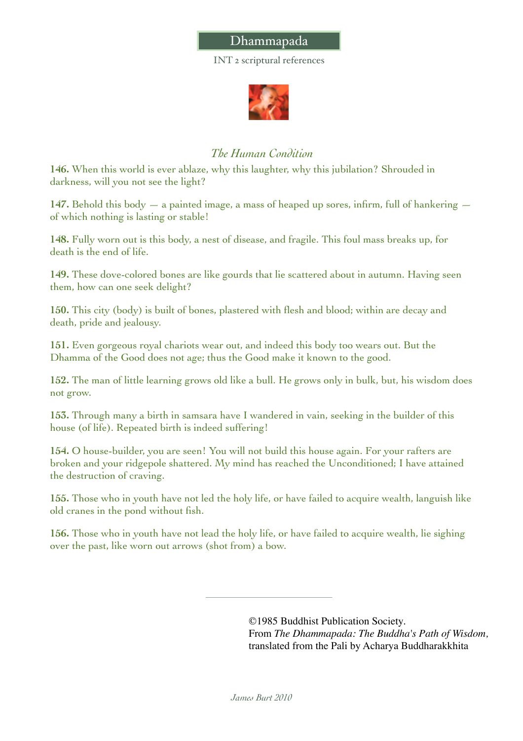# Dhammapada

INT 2 scriptural references

## *The Human Condition*

**146.** When this world is ever ablaze, why this laughter, why this jubilation? Shrouded in darkness, will you not see the light?

**147.** Behold this body — a painted image, a mass of heaped up sores, infirm, full of hankering — of which nothing is lasting or stable!

**148.** Fully worn out is this body, a nest of disease, and fragile. This foul mass breaks up, for death is the end of life.

**149.** These dove-colored bones are like gourds that lie scattered about in autumn. Having seen them, how can one seek delight?

**150.** This city (body) is built of bones, plastered with flesh and blood; within are decay and death, pride and jealousy.

**151.** Even gorgeous royal chariots wear out, and indeed this body too wears out. But the Dhamma of the Good does not age; thus the Good make it known to the good.

**152.** The man of little learning grows old like a bull. He grows only in bulk, but, his wisdom does not grow.

**153.** Through many a birth in samsara have I wandered in vain, seeking in the builder of this house (of life). Repeated birth is indeed suffering!

**154.** O house-builder, you are seen! You will not build this house again. For your rafters are broken and your ridgepole shattered. My mind has reached the Unconditioned; I have attained the destruction of craving.

**155.** Those who in youth have not led the holy life, or have failed to acquire wealth, languish like old cranes in the pond without fish.

**156.** Those who in youth have not lead the holy life, or have failed to acquire wealth, lie sighing over the past, like worn out arrows (shot from) a bow.

---

©1985 Buddhist Publication Society.
From *The Dhammapada: The Buddha's Path of Wisdom*, translated from the Pali by Acharya Buddharakkhita

*James Burt 2010*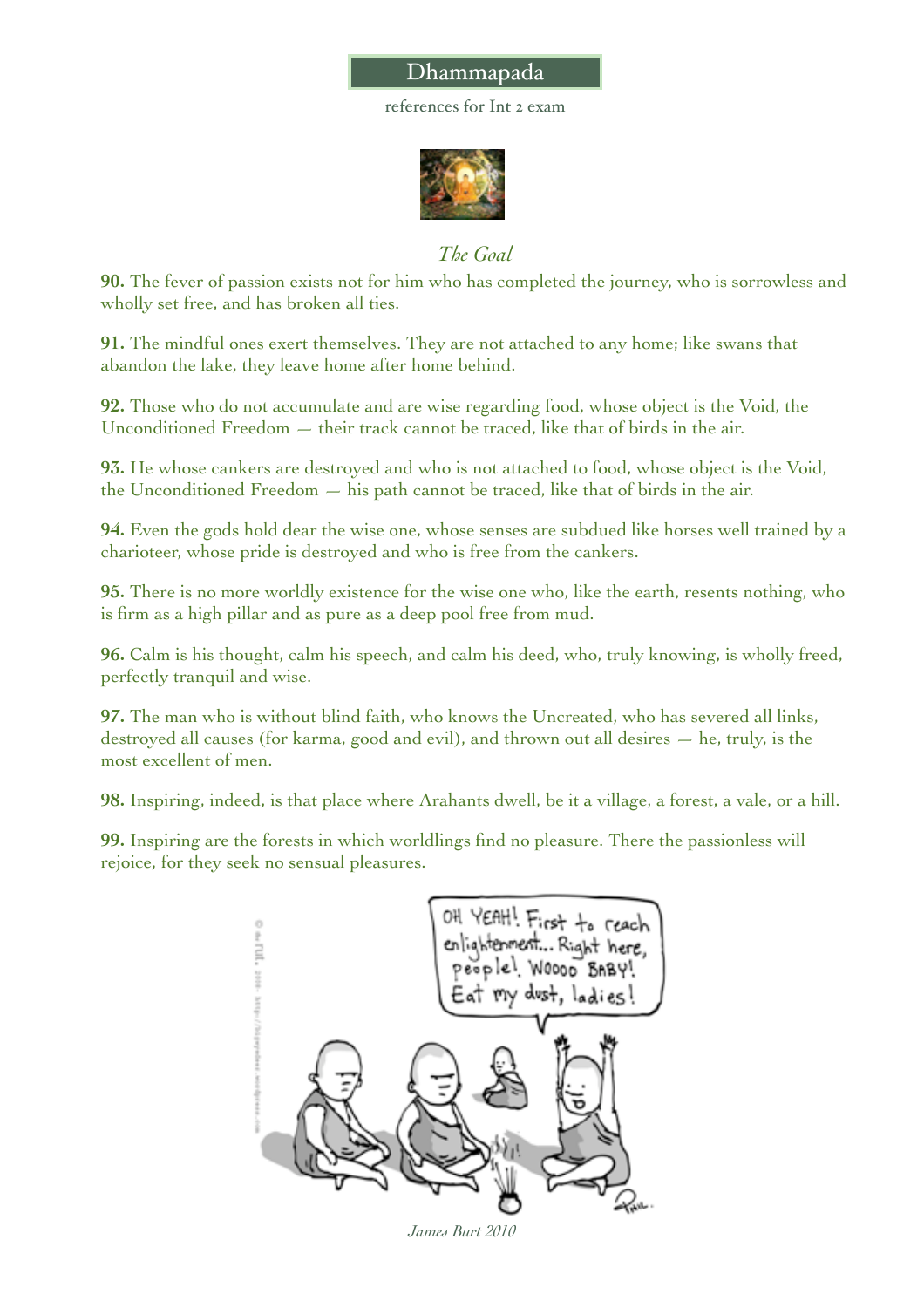# Dhammapada

references for Int 2 exam

## *The Goal*

**90.** The fever of passion exists not for him who has completed the journey, who is sorrowless and wholly set free, and has broken all ties.

**91.** The mindful ones exert themselves. They are not attached to any home; like swans that abandon the lake, they leave home after home behind.

**92.** Those who do not accumulate and are wise regarding food, whose object is the Void, the Unconditioned Freedom — their track cannot be traced, like that of birds in the air.

**93.** He whose cankers are destroyed and who is not attached to food, whose object is the Void, the Unconditioned Freedom — his path cannot be traced, like that of birds in the air.

**94.** Even the gods hold dear the wise one, whose senses are subdued like horses well trained by a charioteer, whose pride is destroyed and who is free from the cankers.

**95.** There is no more worldly existence for the wise one who, like the earth, resents nothing, who is firm as a high pillar and as pure as a deep pool free from mud.

**96.** Calm is his thought, calm his speech, and calm his deed, who, truly knowing, is wholly freed, perfectly tranquil and wise.

**97.** The man who is without blind faith, who knows the Uncreated, who has severed all links, destroyed all causes (for karma, good and evil), and thrown out all desires — he, truly, is the most excellent of men.

**98.** Inspiring, indeed, is that place where Arahants dwell, be it a village, a forest, a vale, or a hill.

**99.** Inspiring are the forests in which worldlings find no pleasure. There the passionless will rejoice, for they seek no sensual pleasures.

*James Burt 2010*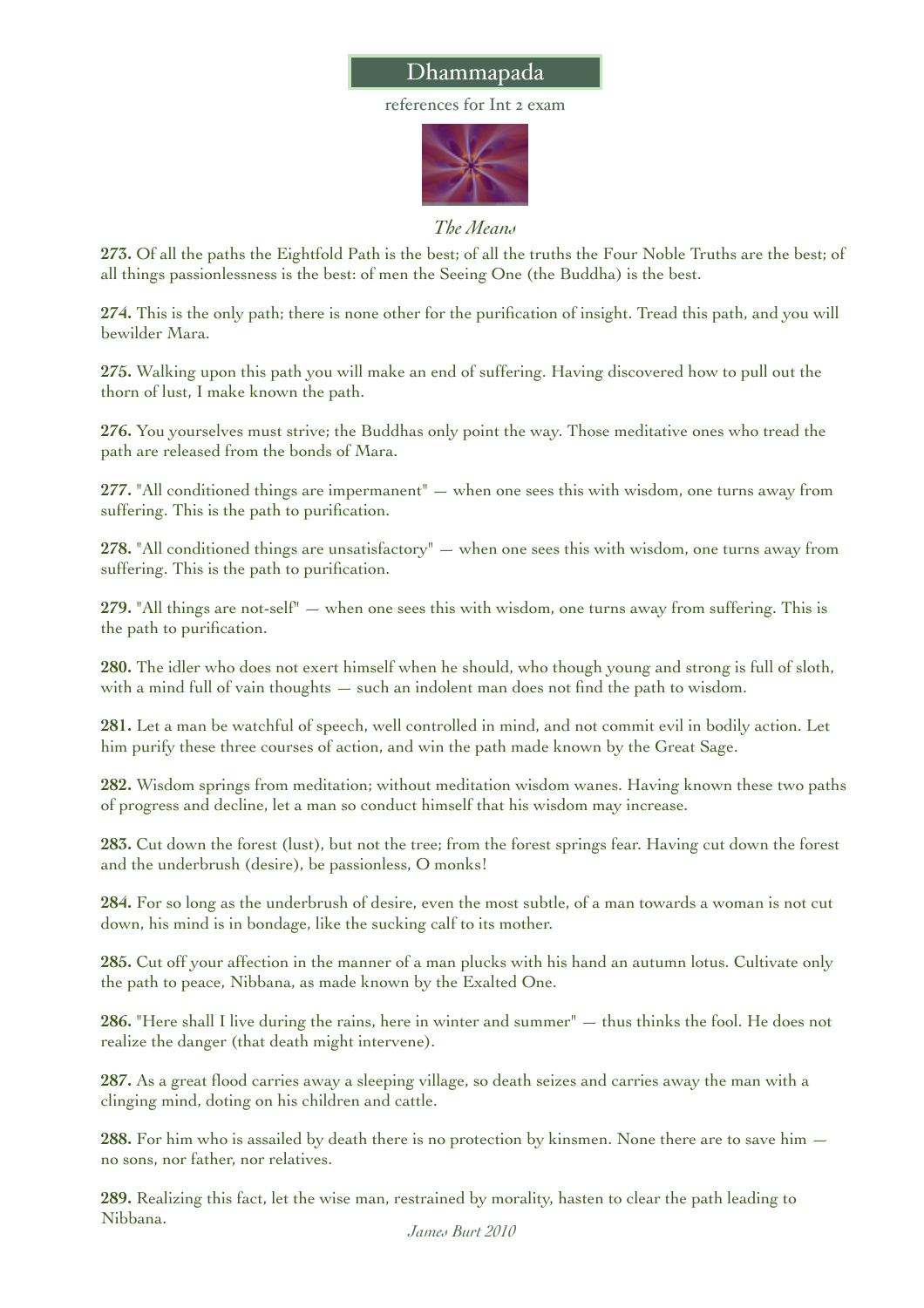# Dhammapada

references for Int 2 exam

*The Means*

**273.** Of all the paths the Eightfold Path is the best; of all the truths the Four Noble Truths are the best; of all things passionlessness is the best: of men the Seeing One (the Buddha) is the best.

**274.** This is the only path; there is none other for the purification of insight. Tread this path, and you will bewilder Mara.

**275.** Walking upon this path you will make an end of suffering. Having discovered how to pull out the thorn of lust, I make known the path.

**276.** You yourselves must strive; the Buddhas only point the way. Those meditative ones who tread the path are released from the bonds of Mara.

**277.** "All conditioned things are impermanent" — when one sees this with wisdom, one turns away from suffering. This is the path to purification.

**278.** "All conditioned things are unsatisfactory" — when one sees this with wisdom, one turns away from suffering. This is the path to purification.

**279.** "All things are not-self" — when one sees this with wisdom, one turns away from suffering. This is the path to purification.

**280.** The idler who does not exert himself when he should, who though young and strong is full of sloth, with a mind full of vain thoughts — such an indolent man does not find the path to wisdom.

**281.** Let a man be watchful of speech, well controlled in mind, and not commit evil in bodily action. Let him purify these three courses of action, and win the path made known by the Great Sage.

**282.** Wisdom springs from meditation; without meditation wisdom wanes. Having known these two paths of progress and decline, let a man so conduct himself that his wisdom may increase.

**283.** Cut down the forest (lust), but not the tree; from the forest springs fear. Having cut down the forest and the underbrush (desire), be passionless, O monks!

**284.** For so long as the underbrush of desire, even the most subtle, of a man towards a woman is not cut down, his mind is in bondage, like the sucking calf to its mother.

**285.** Cut off your affection in the manner of a man plucks with his hand an autumn lotus. Cultivate only the path to peace, Nibbana, as made known by the Exalted One.

**286.** "Here shall I live during the rains, here in winter and summer" — thus thinks the fool. He does not realize the danger (that death might intervene).

**287.** As a great flood carries away a sleeping village, so death seizes and carries away the man with a clinging mind, doting on his children and cattle.

**288.** For him who is assailed by death there is no protection by kinsmen. None there are to save him — no sons, nor father, nor relatives.

**289.** Realizing this fact, let the wise man, restrained by morality, hasten to clear the path leading to Nibbana.

*James Burt 2010*